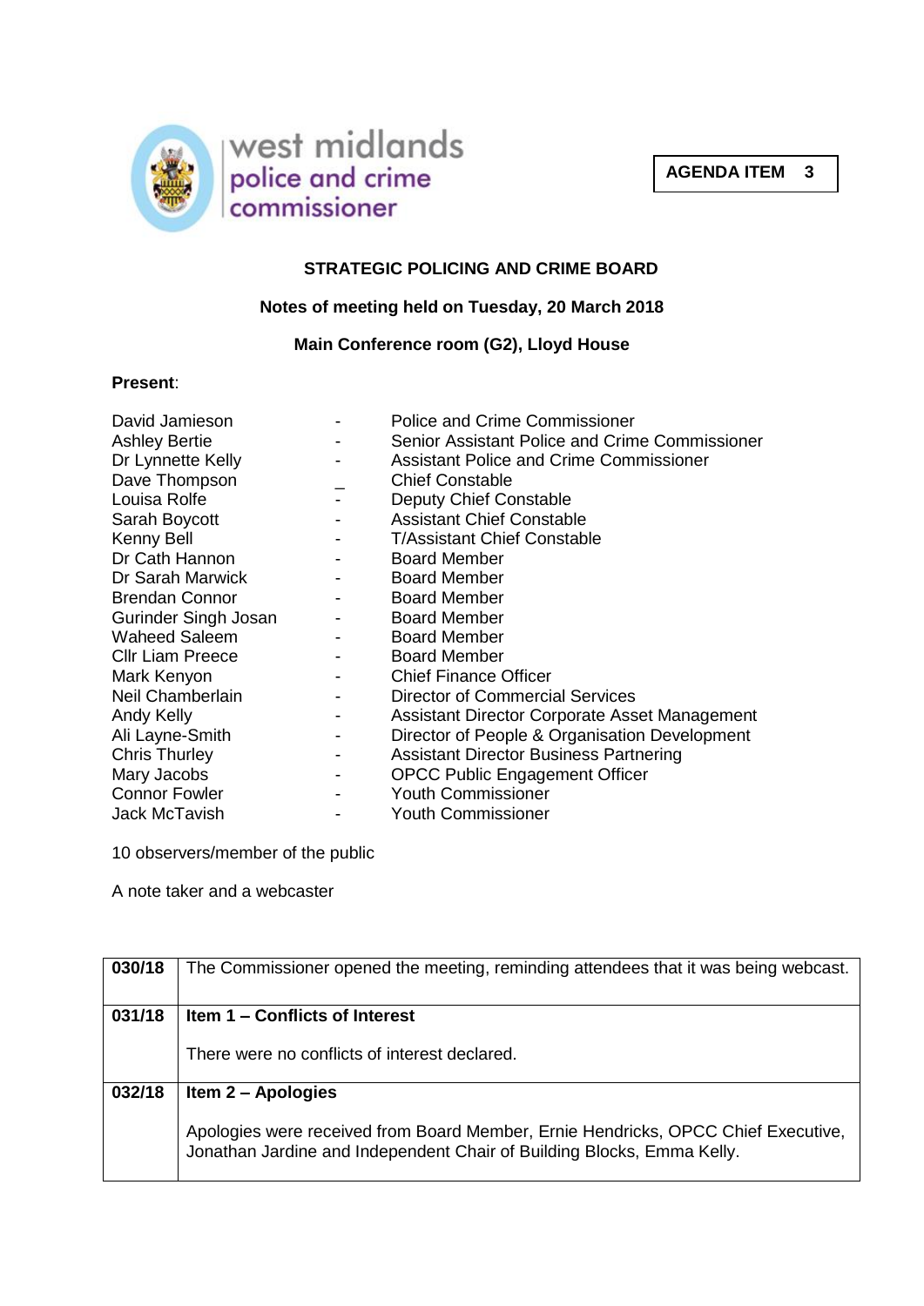west midlands police and crime commissioner

**AGENDA ITEM 3**

## STRATEGIC POLICING AND CRIME BOARD

### Notes of meeting held on Tuesday, 20 March 2018

### Main Conference room (G2), Lloyd House

**Present**:

| | | |
|---|---|---|
| David Jamieson | - | Police and Crime Commissioner |
| Ashley Bertie | - | Senior Assistant Police and Crime Commissioner |
| Dr Lynnette Kelly | - | Assistant Police and Crime Commissioner |
| Dave Thompson | _ | Chief Constable |
| Louisa Rolfe | - | Deputy Chief Constable |
| Sarah Boycott | - | Assistant Chief Constable |
| Kenny Bell | - | T/Assistant Chief Constable |
| Dr Cath Hannon | - | Board Member |
| Dr Sarah Marwick | - | Board Member |
| Brendan Connor | - | Board Member |
| Gurinder Singh Josan | - | Board Member |
| Waheed Saleem | - | Board Member |
| Cllr Liam Preece | - | Board Member |
| Mark Kenyon | - | Chief Finance Officer |
| Neil Chamberlain | - | Director of Commercial Services |
| Andy Kelly | - | Assistant Director Corporate Asset Management |
| Ali Layne-Smith | - | Director of People & Organisation Development |
| Chris Thurley | - | Assistant Director Business Partnering |
| Mary Jacobs | - | OPCC Public Engagement Officer |
| Connor Fowler | - | Youth Commissioner |
| Jack McTavish | - | Youth Commissioner |

10 observers/member of the public

A note taker and a webcaster

| | |
|---|---|
| 030/18 | The Commissioner opened the meeting, reminding attendees that it was being webcast. |
| 031/18 | **Item 1 – Conflicts of Interest**<br><br>There were no conflicts of interest declared. |
| 032/18 | **Item 2 – Apologies**<br><br>Apologies were received from Board Member, Ernie Hendricks, OPCC Chief Executive, Jonathan Jardine and Independent Chair of Building Blocks, Emma Kelly. |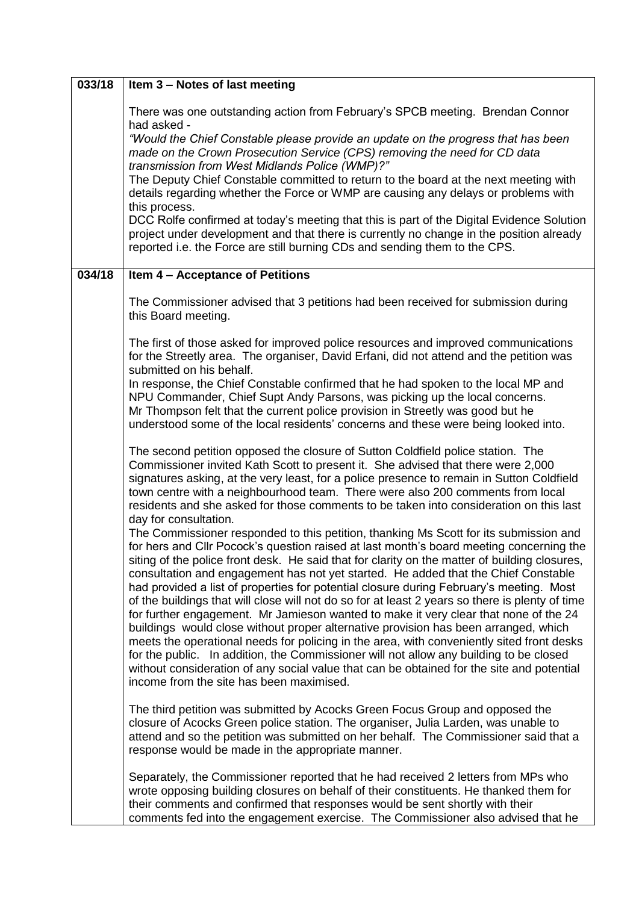| | |
|---|---|
| **033/18** | **Item 3 – Notes of last meeting**<br><br>There was one outstanding action from February's SPCB meeting. Brendan Connor had asked -<br>*"Would the Chief Constable please provide an update on the progress that has been made on the Crown Prosecution Service (CPS) removing the need for CD data transmission from West Midlands Police (WMP)?"*<br>The Deputy Chief Constable committed to return to the board at the next meeting with details regarding whether the Force or WMP are causing any delays or problems with this process.<br>DCC Rolfe confirmed at today's meeting that this is part of the Digital Evidence Solution project under development and that there is currently no change in the position already reported i.e. the Force are still burning CDs and sending them to the CPS. |
| **034/18** | **Item 4 – Acceptance of Petitions**<br><br>The Commissioner advised that 3 petitions had been received for submission during this Board meeting.<br><br>The first of those asked for improved police resources and improved communications for the Streetly area. The organiser, David Erfani, did not attend and the petition was submitted on his behalf.<br>In response, the Chief Constable confirmed that he had spoken to the local MP and NPU Commander, Chief Supt Andy Parsons, was picking up the local concerns.<br>Mr Thompson felt that the current police provision in Streetly was good but he understood some of the local residents' concerns and these were being looked into.<br><br>The second petition opposed the closure of Sutton Coldfield police station. The Commissioner invited Kath Scott to present it. She advised that there were 2,000 signatures asking, at the very least, for a police presence to remain in Sutton Coldfield town centre with a neighbourhood team. There were also 200 comments from local residents and she asked for those comments to be taken into consideration on this last day for consultation.<br>The Commissioner responded to this petition, thanking Ms Scott for its submission and for hers and Cllr Pocock's question raised at last month's board meeting concerning the siting of the police front desk. He said that for clarity on the matter of building closures, consultation and engagement has not yet started. He added that the Chief Constable had provided a list of properties for potential closure during February's meeting. Most of the buildings that will close will not do so for at least 2 years so there is plenty of time for further engagement. Mr Jamieson wanted to make it very clear that none of the 24 buildings would close without proper alternative provision has been arranged, which meets the operational needs for policing in the area, with conveniently sited front desks for the public. In addition, the Commissioner will not allow any building to be closed without consideration of any social value that can be obtained for the site and potential income from the site has been maximised.<br><br>The third petition was submitted by Acocks Green Focus Group and opposed the closure of Acocks Green police station. The organiser, Julia Larden, was unable to attend and so the petition was submitted on her behalf. The Commissioner said that a response would be made in the appropriate manner.<br><br>Separately, the Commissioner reported that he had received 2 letters from MPs who wrote opposing building closures on behalf of their constituents. He thanked them for their comments and confirmed that responses would be sent shortly with their comments fed into the engagement exercise. The Commissioner also advised that he |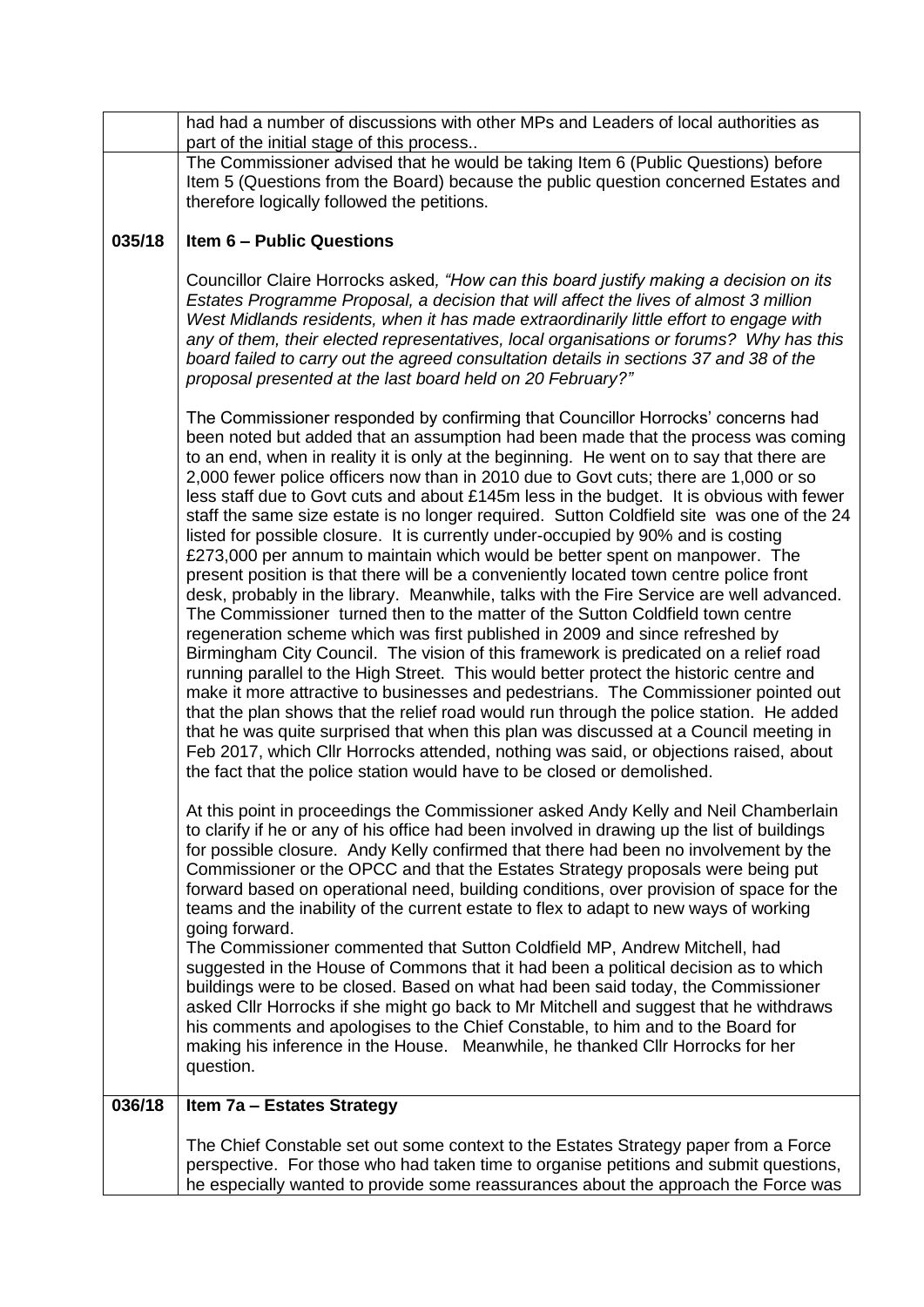| | |
|---|---|
| | had had a number of discussions with other MPs and Leaders of local authorities as part of the initial stage of this process.. |
| | The Commissioner advised that he would be taking Item 6 (Public Questions) before Item 5 (Questions from the Board) because the public question concerned Estates and therefore logically followed the petitions. |
| **035/18** | **Item 6 – Public Questions**<br><br>Councillor Claire Horrocks asked*, "How can this board justify making a decision on its Estates Programme Proposal, a decision that will affect the lives of almost 3 million West Midlands residents, when it has made extraordinarily little effort to engage with any of them, their elected representatives, local organisations or forums? Why has this board failed to carry out the agreed consultation details in sections 37 and 38 of the proposal presented at the last board held on 20 February?"*<br><br>The Commissioner responded by confirming that Councillor Horrocks' concerns had been noted but added that an assumption had been made that the process was coming to an end, when in reality it is only at the beginning. He went on to say that there are 2,000 fewer police officers now than in 2010 due to Govt cuts; there are 1,000 or so less staff due to Govt cuts and about £145m less in the budget. It is obvious with fewer staff the same size estate is no longer required. Sutton Coldfield site was one of the 24 listed for possible closure. It is currently under-occupied by 90% and is costing £273,000 per annum to maintain which would be better spent on manpower. The present position is that there will be a conveniently located town centre police front desk, probably in the library. Meanwhile, talks with the Fire Service are well advanced. The Commissioner turned then to the matter of the Sutton Coldfield town centre regeneration scheme which was first published in 2009 and since refreshed by Birmingham City Council. The vision of this framework is predicated on a relief road running parallel to the High Street. This would better protect the historic centre and make it more attractive to businesses and pedestrians. The Commissioner pointed out that the plan shows that the relief road would run through the police station. He added that he was quite surprised that when this plan was discussed at a Council meeting in Feb 2017, which Cllr Horrocks attended, nothing was said, or objections raised, about the fact that the police station would have to be closed or demolished.<br><br>At this point in proceedings the Commissioner asked Andy Kelly and Neil Chamberlain to clarify if he or any of his office had been involved in drawing up the list of buildings for possible closure. Andy Kelly confirmed that there had been no involvement by the Commissioner or the OPCC and that the Estates Strategy proposals were being put forward based on operational need, building conditions, over provision of space for the teams and the inability of the current estate to flex to adapt to new ways of working going forward.<br>The Commissioner commented that Sutton Coldfield MP, Andrew Mitchell, had suggested in the House of Commons that it had been a political decision as to which buildings were to be closed. Based on what had been said today, the Commissioner asked Cllr Horrocks if she might go back to Mr Mitchell and suggest that he withdraws his comments and apologises to the Chief Constable, to him and to the Board for making his inference in the House. Meanwhile, he thanked Cllr Horrocks for her question. |
| **036/18** | **Item 7a – Estates Strategy**<br><br>The Chief Constable set out some context to the Estates Strategy paper from a Force perspective. For those who had taken time to organise petitions and submit questions, he especially wanted to provide some reassurances about the approach the Force was |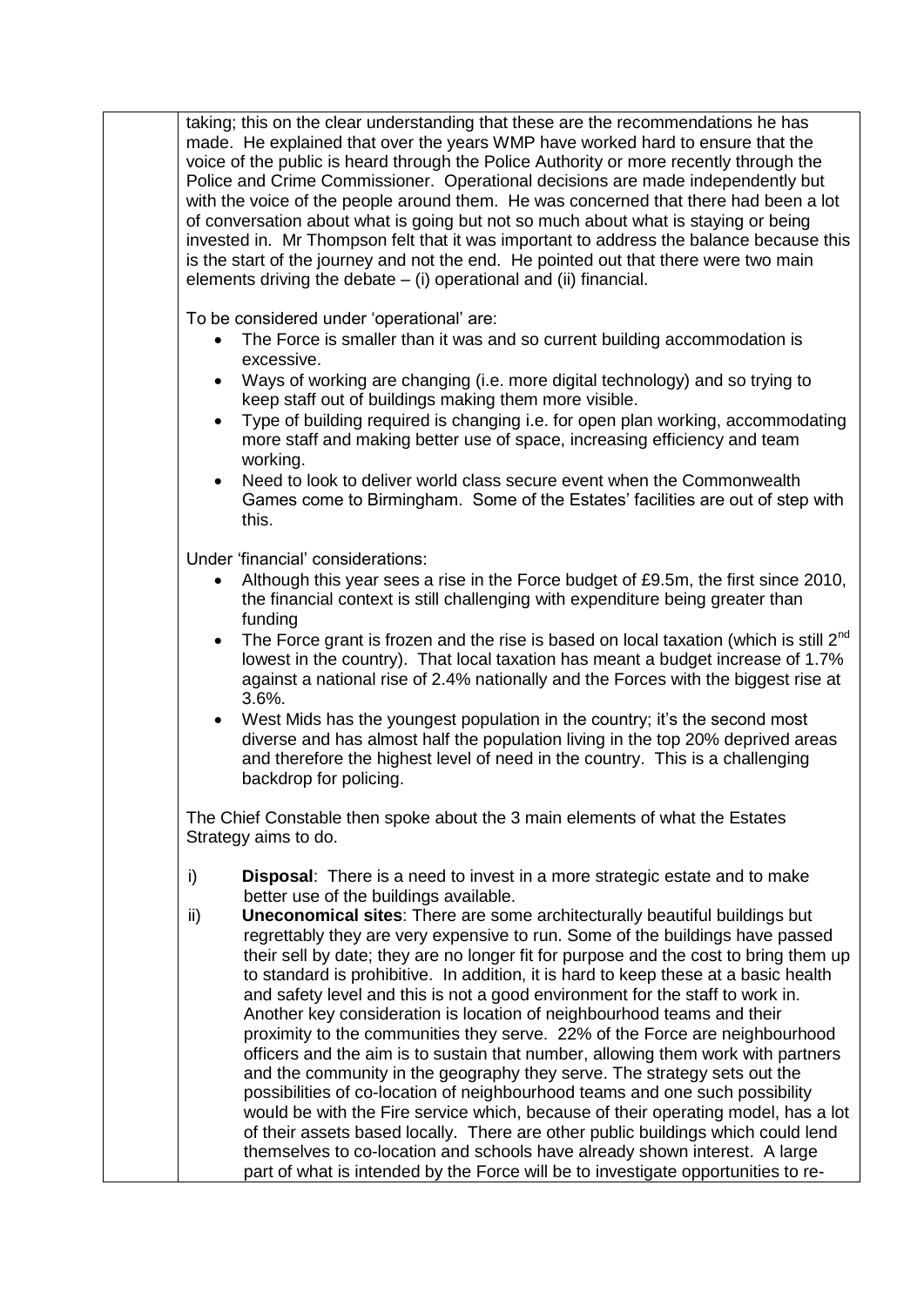taking; this on the clear understanding that these are the recommendations he has made. He explained that over the years WMP have worked hard to ensure that the voice of the public is heard through the Police Authority or more recently through the Police and Crime Commissioner. Operational decisions are made independently but with the voice of the people around them. He was concerned that there had been a lot of conversation about what is going but not so much about what is staying or being invested in. Mr Thompson felt that it was important to address the balance because this is the start of the journey and not the end. He pointed out that there were two main elements driving the debate – (i) operational and (ii) financial.

To be considered under 'operational' are:

- The Force is smaller than it was and so current building accommodation is excessive.
- Ways of working are changing (i.e. more digital technology) and so trying to keep staff out of buildings making them more visible.
- Type of building required is changing i.e. for open plan working, accommodating more staff and making better use of space, increasing efficiency and team working.
- Need to look to deliver world class secure event when the Commonwealth Games come to Birmingham. Some of the Estates' facilities are out of step with this.

Under 'financial' considerations:

- Although this year sees a rise in the Force budget of £9.5m, the first since 2010, the financial context is still challenging with expenditure being greater than funding
- The Force grant is frozen and the rise is based on local taxation (which is still 2nd lowest in the country). That local taxation has meant a budget increase of 1.7% against a national rise of 2.4% nationally and the Forces with the biggest rise at 3.6%.
- West Mids has the youngest population in the country; it's the second most diverse and has almost half the population living in the top 20% deprived areas and therefore the highest level of need in the country. This is a challenging backdrop for policing.

The Chief Constable then spoke about the 3 main elements of what the Estates Strategy aims to do.

i) **Disposal**: There is a need to invest in a more strategic estate and to make better use of the buildings available.

ii) **Uneconomical sites**: There are some architecturally beautiful buildings but regrettably they are very expensive to run. Some of the buildings have passed their sell by date; they are no longer fit for purpose and the cost to bring them up to standard is prohibitive. In addition, it is hard to keep these at a basic health and safety level and this is not a good environment for the staff to work in. Another key consideration is location of neighbourhood teams and their proximity to the communities they serve. 22% of the Force are neighbourhood officers and the aim is to sustain that number, allowing them work with partners and the community in the geography they serve. The strategy sets out the possibilities of co-location of neighbourhood teams and one such possibility would be with the Fire service which, because of their operating model, has a lot of their assets based locally. There are other public buildings which could lend themselves to co-location and schools have already shown interest. A large part of what is intended by the Force will be to investigate opportunities to re-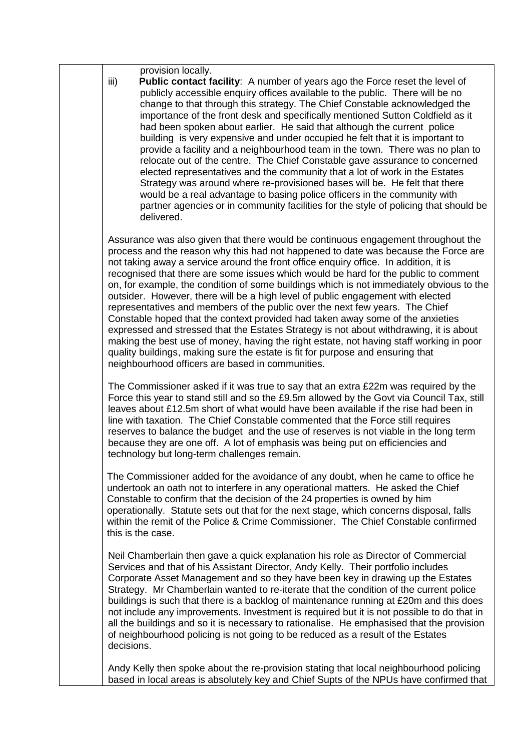provision locally.

iii) **Public contact facility**: A number of years ago the Force reset the level of publicly accessible enquiry offices available to the public. There will be no change to that through this strategy. The Chief Constable acknowledged the importance of the front desk and specifically mentioned Sutton Coldfield as it had been spoken about earlier. He said that although the current police building is very expensive and under occupied he felt that it is important to provide a facility and a neighbourhood team in the town. There was no plan to relocate out of the centre. The Chief Constable gave assurance to concerned elected representatives and the community that a lot of work in the Estates Strategy was around where re-provisioned bases will be. He felt that there would be a real advantage to basing police officers in the community with partner agencies or in community facilities for the style of policing that should be delivered.

Assurance was also given that there would be continuous engagement throughout the process and the reason why this had not happened to date was because the Force are not taking away a service around the front office enquiry office. In addition, it is recognised that there are some issues which would be hard for the public to comment on, for example, the condition of some buildings which is not immediately obvious to the outsider. However, there will be a high level of public engagement with elected representatives and members of the public over the next few years. The Chief Constable hoped that the context provided had taken away some of the anxieties expressed and stressed that the Estates Strategy is not about withdrawing, it is about making the best use of money, having the right estate, not having staff working in poor quality buildings, making sure the estate is fit for purpose and ensuring that neighbourhood officers are based in communities.

The Commissioner asked if it was true to say that an extra £22m was required by the Force this year to stand still and so the £9.5m allowed by the Govt via Council Tax, still leaves about £12.5m short of what would have been available if the rise had been in line with taxation. The Chief Constable commented that the Force still requires reserves to balance the budget and the use of reserves is not viable in the long term because they are one off. A lot of emphasis was being put on efficiencies and technology but long-term challenges remain.

The Commissioner added for the avoidance of any doubt, when he came to office he undertook an oath not to interfere in any operational matters. He asked the Chief Constable to confirm that the decision of the 24 properties is owned by him operationally. Statute sets out that for the next stage, which concerns disposal, falls within the remit of the Police & Crime Commissioner. The Chief Constable confirmed this is the case.

Neil Chamberlain then gave a quick explanation his role as Director of Commercial Services and that of his Assistant Director, Andy Kelly. Their portfolio includes Corporate Asset Management and so they have been key in drawing up the Estates Strategy. Mr Chamberlain wanted to re-iterate that the condition of the current police buildings is such that there is a backlog of maintenance running at £20m and this does not include any improvements. Investment is required but it is not possible to do that in all the buildings and so it is necessary to rationalise. He emphasised that the provision of neighbourhood policing is not going to be reduced as a result of the Estates decisions.

Andy Kelly then spoke about the re-provision stating that local neighbourhood policing based in local areas is absolutely key and Chief Supts of the NPUs have confirmed that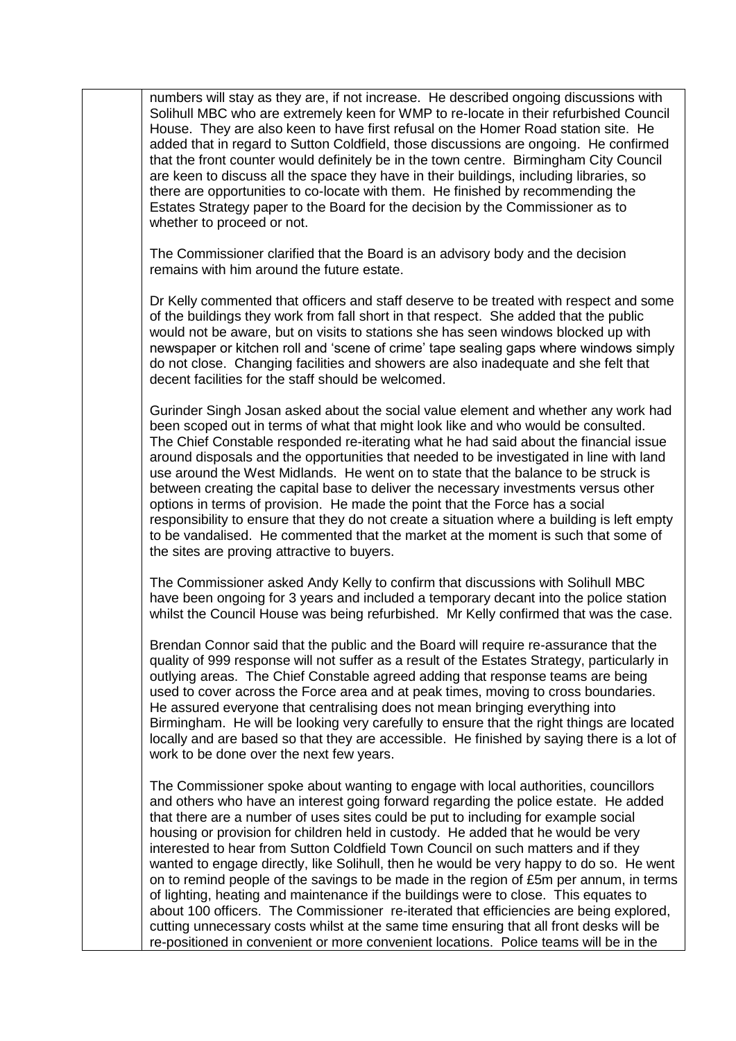numbers will stay as they are, if not increase. He described ongoing discussions with Solihull MBC who are extremely keen for WMP to re-locate in their refurbished Council House. They are also keen to have first refusal on the Homer Road station site. He added that in regard to Sutton Coldfield, those discussions are ongoing. He confirmed that the front counter would definitely be in the town centre. Birmingham City Council are keen to discuss all the space they have in their buildings, including libraries, so there are opportunities to co-locate with them. He finished by recommending the Estates Strategy paper to the Board for the decision by the Commissioner as to whether to proceed or not.

The Commissioner clarified that the Board is an advisory body and the decision remains with him around the future estate.

Dr Kelly commented that officers and staff deserve to be treated with respect and some of the buildings they work from fall short in that respect. She added that the public would not be aware, but on visits to stations she has seen windows blocked up with newspaper or kitchen roll and 'scene of crime' tape sealing gaps where windows simply do not close. Changing facilities and showers are also inadequate and she felt that decent facilities for the staff should be welcomed.

Gurinder Singh Josan asked about the social value element and whether any work had been scoped out in terms of what that might look like and who would be consulted. The Chief Constable responded re-iterating what he had said about the financial issue around disposals and the opportunities that needed to be investigated in line with land use around the West Midlands. He went on to state that the balance to be struck is between creating the capital base to deliver the necessary investments versus other options in terms of provision. He made the point that the Force has a social responsibility to ensure that they do not create a situation where a building is left empty to be vandalised. He commented that the market at the moment is such that some of the sites are proving attractive to buyers.

The Commissioner asked Andy Kelly to confirm that discussions with Solihull MBC have been ongoing for 3 years and included a temporary decant into the police station whilst the Council House was being refurbished. Mr Kelly confirmed that was the case.

Brendan Connor said that the public and the Board will require re-assurance that the quality of 999 response will not suffer as a result of the Estates Strategy, particularly in outlying areas. The Chief Constable agreed adding that response teams are being used to cover across the Force area and at peak times, moving to cross boundaries. He assured everyone that centralising does not mean bringing everything into Birmingham. He will be looking very carefully to ensure that the right things are located locally and are based so that they are accessible. He finished by saying there is a lot of work to be done over the next few years.

The Commissioner spoke about wanting to engage with local authorities, councillors and others who have an interest going forward regarding the police estate. He added that there are a number of uses sites could be put to including for example social housing or provision for children held in custody. He added that he would be very interested to hear from Sutton Coldfield Town Council on such matters and if they wanted to engage directly, like Solihull, then he would be very happy to do so. He went on to remind people of the savings to be made in the region of £5m per annum, in terms of lighting, heating and maintenance if the buildings were to close. This equates to about 100 officers. The Commissioner re-iterated that efficiencies are being explored, cutting unnecessary costs whilst at the same time ensuring that all front desks will be re-positioned in convenient or more convenient locations. Police teams will be in the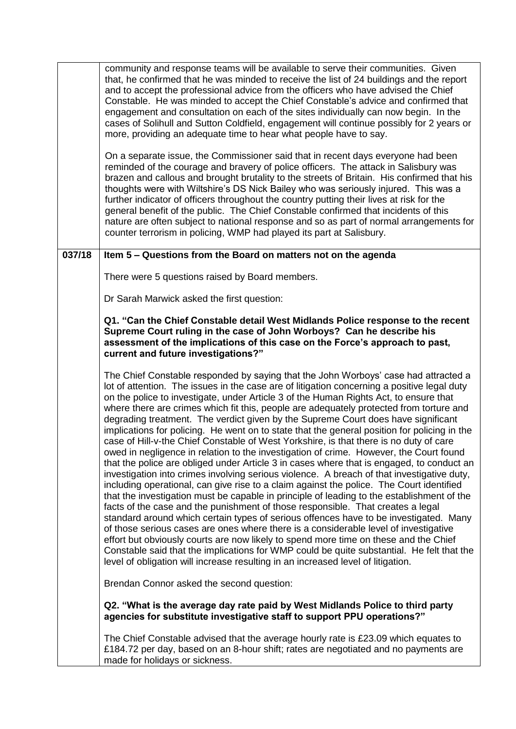| | |
|---|---|
| | community and response teams will be available to serve their communities. Given that, he confirmed that he was minded to receive the list of 24 buildings and the report and to accept the professional advice from the officers who have advised the Chief Constable. He was minded to accept the Chief Constable's advice and confirmed that engagement and consultation on each of the sites individually can now begin. In the cases of Solihull and Sutton Coldfield, engagement will continue possibly for 2 years or more, providing an adequate time to hear what people have to say.<br><br>On a separate issue, the Commissioner said that in recent days everyone had been reminded of the courage and bravery of police officers. The attack in Salisbury was brazen and callous and brought brutality to the streets of Britain. His confirmed that his thoughts were with Wiltshire's DS Nick Bailey who was seriously injured. This was a further indicator of officers throughout the country putting their lives at risk for the general benefit of the public. The Chief Constable confirmed that incidents of this nature are often subject to national response and so as part of normal arrangements for counter terrorism in policing, WMP had played its part at Salisbury. |
| **037/18** | **Item 5 – Questions from the Board on matters not on the agenda**<br><br>There were 5 questions raised by Board members.<br><br>Dr Sarah Marwick asked the first question:<br><br>**Q1. "Can the Chief Constable detail West Midlands Police response to the recent Supreme Court ruling in the case of John Worboys? Can he describe his assessment of the implications of this case on the Force's approach to past, current and future investigations?"**<br><br>The Chief Constable responded by saying that the John Worboys' case had attracted a lot of attention. The issues in the case are of litigation concerning a positive legal duty on the police to investigate, under Article 3 of the Human Rights Act, to ensure that where there are crimes which fit this, people are adequately protected from torture and degrading treatment. The verdict given by the Supreme Court does have significant implications for policing. He went on to state that the general position for policing in the case of Hill-v-the Chief Constable of West Yorkshire, is that there is no duty of care owed in negligence in relation to the investigation of crime. However, the Court found that the police are obliged under Article 3 in cases where that is engaged, to conduct an investigation into crimes involving serious violence. A breach of that investigative duty, including operational, can give rise to a claim against the police. The Court identified that the investigation must be capable in principle of leading to the establishment of the facts of the case and the punishment of those responsible. That creates a legal standard around which certain types of serious offences have to be investigated. Many of those serious cases are ones where there is a considerable level of investigative effort but obviously courts are now likely to spend more time on these and the Chief Constable said that the implications for WMP could be quite substantial. He felt that the level of obligation will increase resulting in an increased level of litigation.<br><br>Brendan Connor asked the second question:<br><br>**Q2. "What is the average day rate paid by West Midlands Police to third party agencies for substitute investigative staff to support PPU operations?"**<br><br>The Chief Constable advised that the average hourly rate is £23.09 which equates to £184.72 per day, based on an 8-hour shift; rates are negotiated and no payments are made for holidays or sickness. |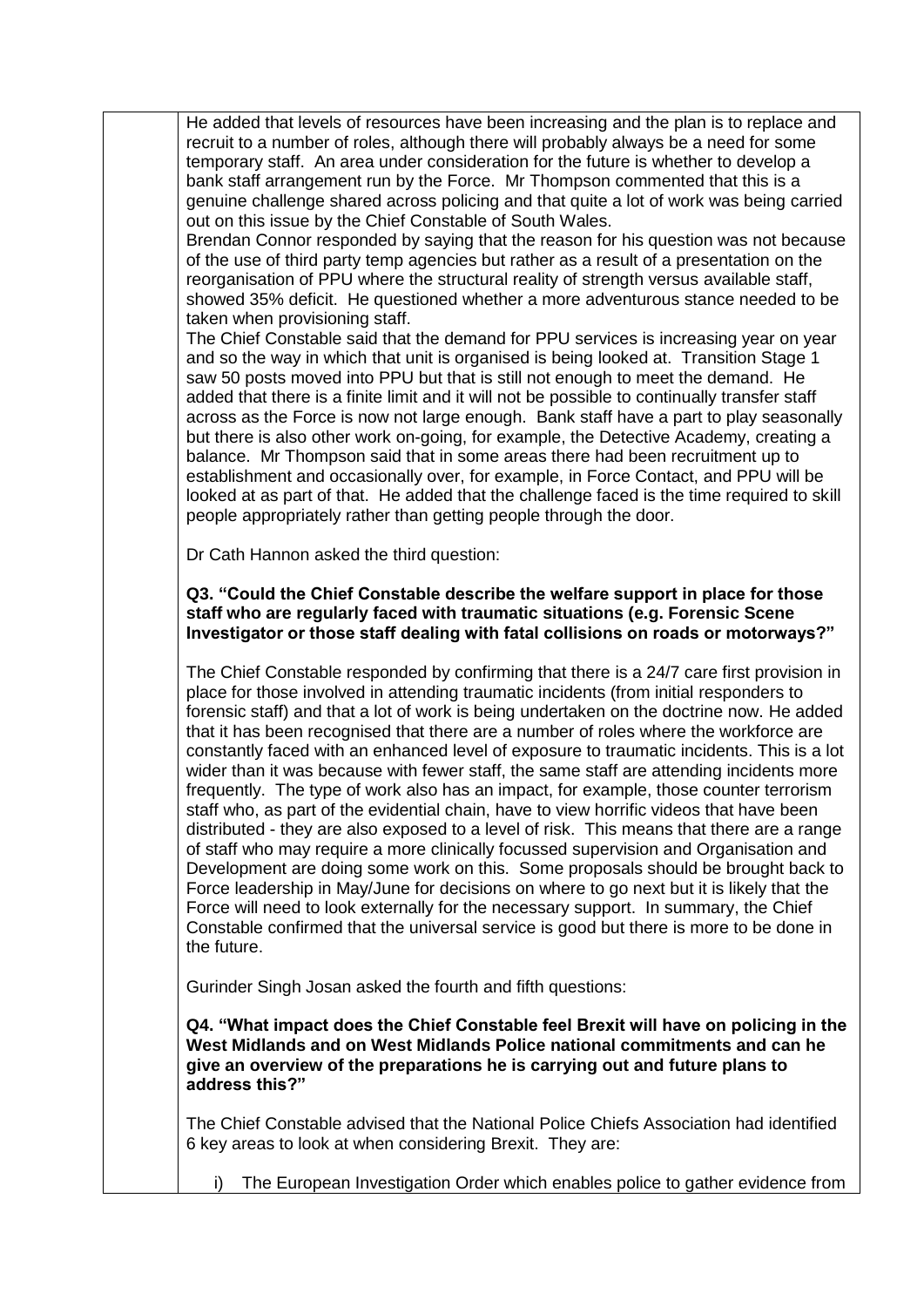He added that levels of resources have been increasing and the plan is to replace and recruit to a number of roles, although there will probably always be a need for some temporary staff. An area under consideration for the future is whether to develop a bank staff arrangement run by the Force. Mr Thompson commented that this is a genuine challenge shared across policing and that quite a lot of work was being carried out on this issue by the Chief Constable of South Wales.

Brendan Connor responded by saying that the reason for his question was not because of the use of third party temp agencies but rather as a result of a presentation on the reorganisation of PPU where the structural reality of strength versus available staff, showed 35% deficit. He questioned whether a more adventurous stance needed to be taken when provisioning staff.

The Chief Constable said that the demand for PPU services is increasing year on year and so the way in which that unit is organised is being looked at. Transition Stage 1 saw 50 posts moved into PPU but that is still not enough to meet the demand. He added that there is a finite limit and it will not be possible to continually transfer staff across as the Force is now not large enough. Bank staff have a part to play seasonally but there is also other work on-going, for example, the Detective Academy, creating a balance. Mr Thompson said that in some areas there had been recruitment up to establishment and occasionally over, for example, in Force Contact, and PPU will be looked at as part of that. He added that the challenge faced is the time required to skill people appropriately rather than getting people through the door.

Dr Cath Hannon asked the third question:

**Q3. "Could the Chief Constable describe the welfare support in place for those staff who are regularly faced with traumatic situations (e.g. Forensic Scene Investigator or those staff dealing with fatal collisions on roads or motorways?"**

The Chief Constable responded by confirming that there is a 24/7 care first provision in place for those involved in attending traumatic incidents (from initial responders to forensic staff) and that a lot of work is being undertaken on the doctrine now. He added that it has been recognised that there are a number of roles where the workforce are constantly faced with an enhanced level of exposure to traumatic incidents. This is a lot wider than it was because with fewer staff, the same staff are attending incidents more frequently. The type of work also has an impact, for example, those counter terrorism staff who, as part of the evidential chain, have to view horrific videos that have been distributed - they are also exposed to a level of risk. This means that there are a range of staff who may require a more clinically focussed supervision and Organisation and Development are doing some work on this. Some proposals should be brought back to Force leadership in May/June for decisions on where to go next but it is likely that the Force will need to look externally for the necessary support. In summary, the Chief Constable confirmed that the universal service is good but there is more to be done in the future.

Gurinder Singh Josan asked the fourth and fifth questions:

**Q4. "What impact does the Chief Constable feel Brexit will have on policing in the West Midlands and on West Midlands Police national commitments and can he give an overview of the preparations he is carrying out and future plans to address this?"**

The Chief Constable advised that the National Police Chiefs Association had identified 6 key areas to look at when considering Brexit. They are:

i) The European Investigation Order which enables police to gather evidence from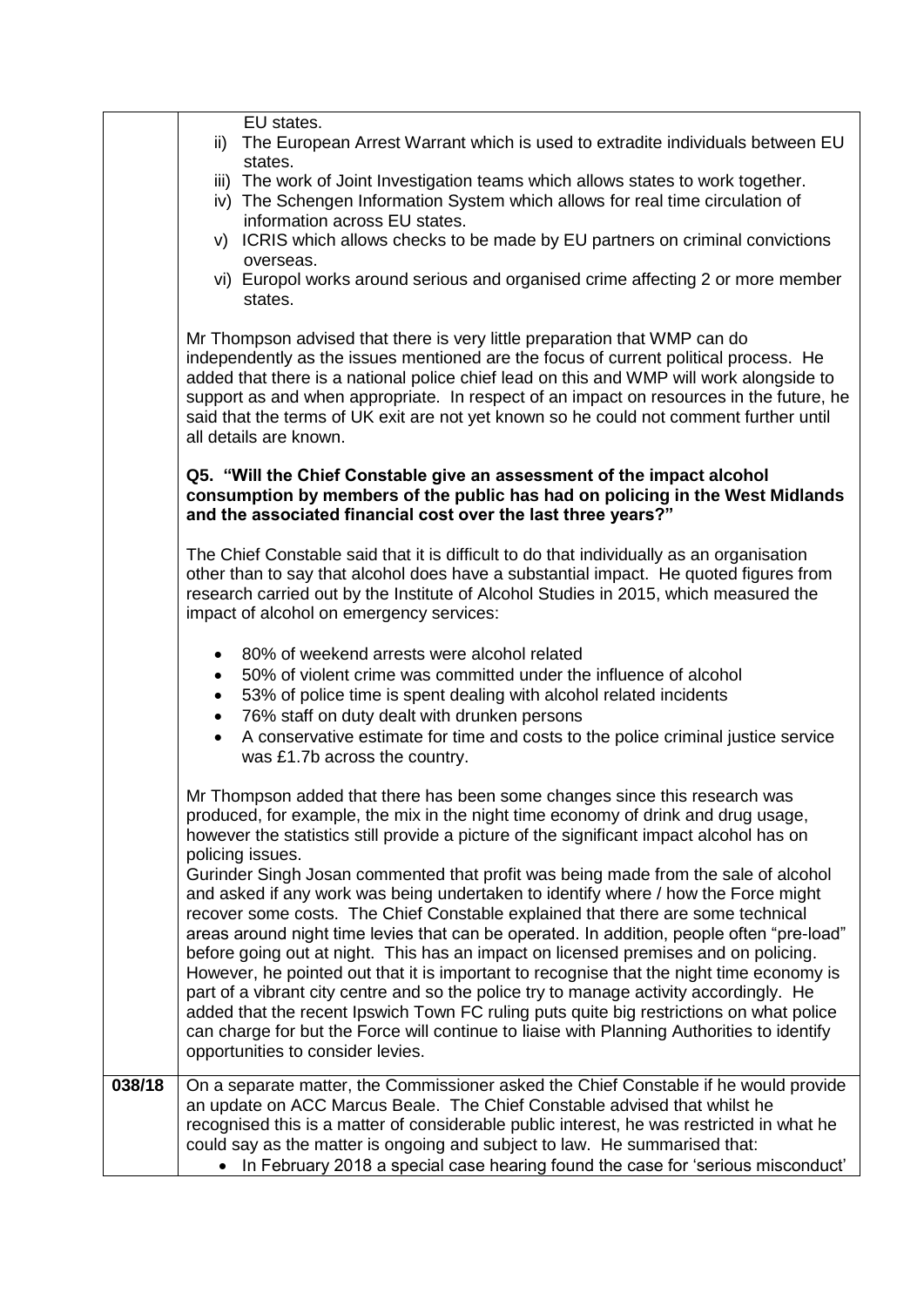| | |
|---|---|
| | EU states.<br>ii) The European Arrest Warrant which is used to extradite individuals between EU states.<br>iii) The work of Joint Investigation teams which allows states to work together.<br>iv) The Schengen Information System which allows for real time circulation of information across EU states.<br>v) ICRIS which allows checks to be made by EU partners on criminal convictions overseas.<br>vi) Europol works around serious and organised crime affecting 2 or more member states.<br><br>Mr Thompson advised that there is very little preparation that WMP can do independently as the issues mentioned are the focus of current political process. He added that there is a national police chief lead on this and WMP will work alongside to support as and when appropriate. In respect of an impact on resources in the future, he said that the terms of UK exit are not yet known so he could not comment further until all details are known.<br><br>**Q5. "Will the Chief Constable give an assessment of the impact alcohol consumption by members of the public has had on policing in the West Midlands and the associated financial cost over the last three years?"**<br><br>The Chief Constable said that it is difficult to do that individually as an organisation other than to say that alcohol does have a substantial impact. He quoted figures from research carried out by the Institute of Alcohol Studies in 2015, which measured the impact of alcohol on emergency services:<br><br>• 80% of weekend arrests were alcohol related<br>• 50% of violent crime was committed under the influence of alcohol<br>• 53% of police time is spent dealing with alcohol related incidents<br>• 76% staff on duty dealt with drunken persons<br>• A conservative estimate for time and costs to the police criminal justice service was £1.7b across the country.<br><br>Mr Thompson added that there has been some changes since this research was produced, for example, the mix in the night time economy of drink and drug usage, however the statistics still provide a picture of the significant impact alcohol has on policing issues.<br>Gurinder Singh Josan commented that profit was being made from the sale of alcohol and asked if any work was being undertaken to identify where / how the Force might recover some costs. The Chief Constable explained that there are some technical areas around night time levies that can be operated. In addition, people often "pre-load" before going out at night. This has an impact on licensed premises and on policing. However, he pointed out that it is important to recognise that the night time economy is part of a vibrant city centre and so the police try to manage activity accordingly. He added that the recent Ipswich Town FC ruling puts quite big restrictions on what police can charge for but the Force will continue to liaise with Planning Authorities to identify opportunities to consider levies. |
| **038/18** | On a separate matter, the Commissioner asked the Chief Constable if he would provide an update on ACC Marcus Beale. The Chief Constable advised that whilst he recognised this is a matter of considerable public interest, he was restricted in what he could say as the matter is ongoing and subject to law. He summarised that:<br>• In February 2018 a special case hearing found the case for 'serious misconduct' |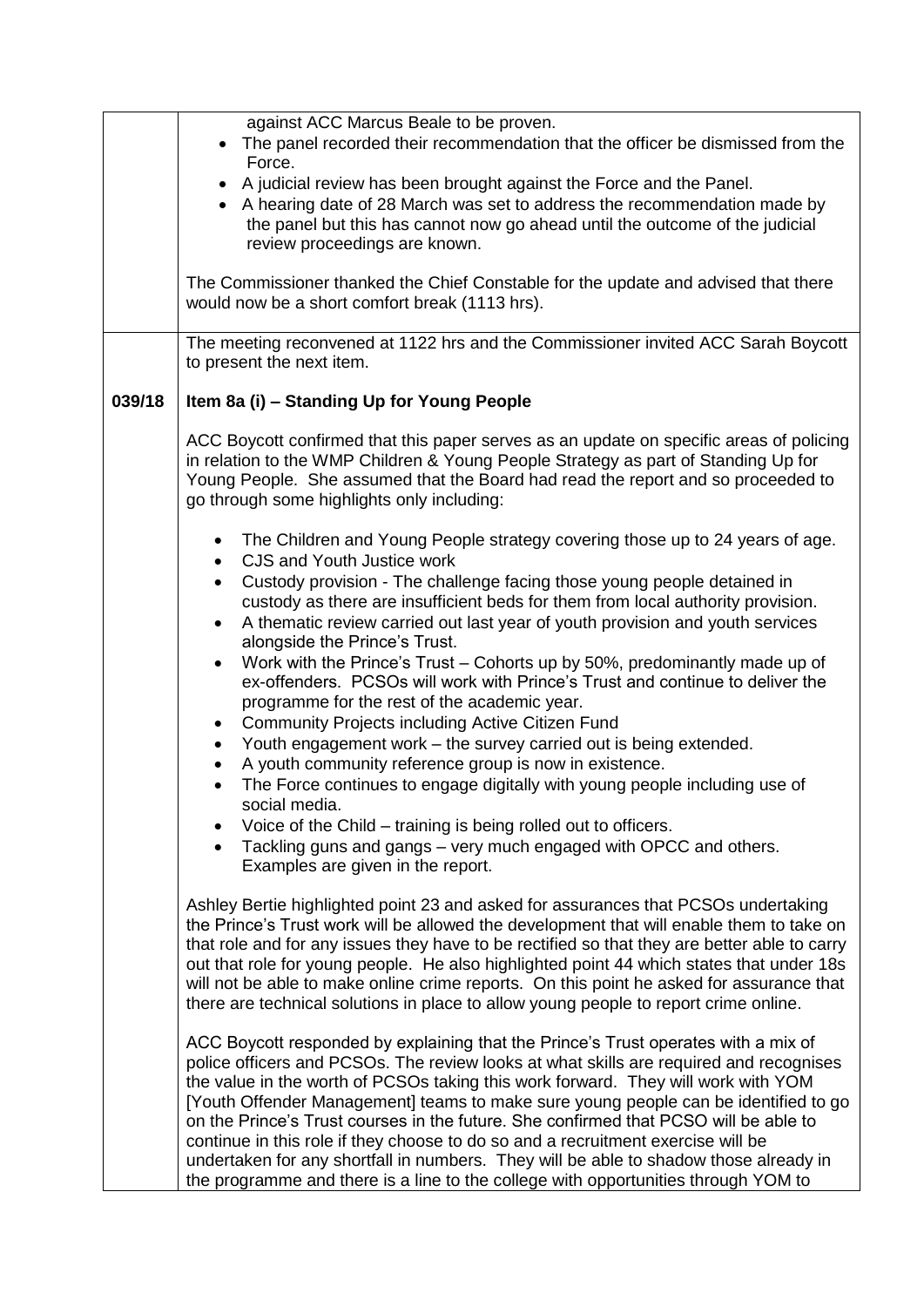| | |
|---|---|
| | against ACC Marcus Beale to be proven.<br>• The panel recorded their recommendation that the officer be dismissed from the Force.<br>• A judicial review has been brought against the Force and the Panel.<br>• A hearing date of 28 March was set to address the recommendation made by the panel but this has cannot now go ahead until the outcome of the judicial review proceedings are known.<br><br>The Commissioner thanked the Chief Constable for the update and advised that there would now be a short comfort break (1113 hrs). |
| | The meeting reconvened at 1122 hrs and the Commissioner invited ACC Sarah Boycott to present the next item. |
| **039/18** | **Item 8a (i) – Standing Up for Young People**<br><br>ACC Boycott confirmed that this paper serves as an update on specific areas of policing in relation to the WMP Children & Young People Strategy as part of Standing Up for Young People. She assumed that the Board had read the report and so proceeded to go through some highlights only including:<br><br>• The Children and Young People strategy covering those up to 24 years of age.<br>• CJS and Youth Justice work<br>• Custody provision - The challenge facing those young people detained in custody as there are insufficient beds for them from local authority provision.<br>• A thematic review carried out last year of youth provision and youth services alongside the Prince's Trust.<br>• Work with the Prince's Trust – Cohorts up by 50%, predominantly made up of ex-offenders. PCSOs will work with Prince's Trust and continue to deliver the programme for the rest of the academic year.<br>• Community Projects including Active Citizen Fund<br>• Youth engagement work – the survey carried out is being extended.<br>• A youth community reference group is now in existence.<br>• The Force continues to engage digitally with young people including use of social media.<br>• Voice of the Child – training is being rolled out to officers.<br>• Tackling guns and gangs – very much engaged with OPCC and others. Examples are given in the report.<br><br>Ashley Bertie highlighted point 23 and asked for assurances that PCSOs undertaking the Prince's Trust work will be allowed the development that will enable them to take on that role and for any issues they have to be rectified so that they are better able to carry out that role for young people. He also highlighted point 44 which states that under 18s will not be able to make online crime reports. On this point he asked for assurance that there are technical solutions in place to allow young people to report crime online.<br><br>ACC Boycott responded by explaining that the Prince's Trust operates with a mix of police officers and PCSOs. The review looks at what skills are required and recognises the value in the worth of PCSOs taking this work forward. They will work with YOM [Youth Offender Management] teams to make sure young people can be identified to go on the Prince's Trust courses in the future. She confirmed that PCSO will be able to continue in this role if they choose to do so and a recruitment exercise will be undertaken for any shortfall in numbers. They will be able to shadow those already in the programme and there is a line to the college with opportunities through YOM to |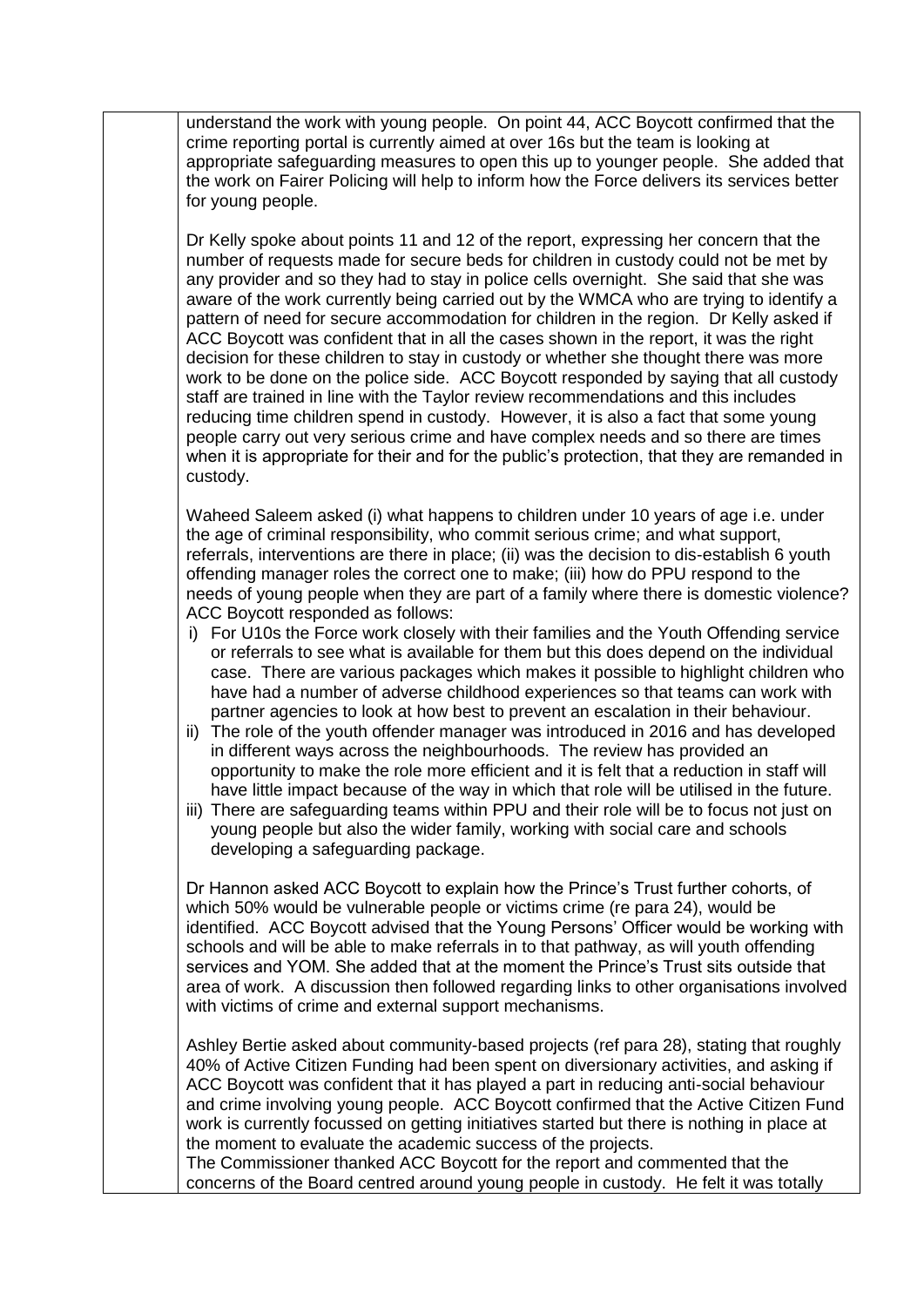understand the work with young people. On point 44, ACC Boycott confirmed that the crime reporting portal is currently aimed at over 16s but the team is looking at appropriate safeguarding measures to open this up to younger people. She added that the work on Fairer Policing will help to inform how the Force delivers its services better for young people.

Dr Kelly spoke about points 11 and 12 of the report, expressing her concern that the number of requests made for secure beds for children in custody could not be met by any provider and so they had to stay in police cells overnight. She said that she was aware of the work currently being carried out by the WMCA who are trying to identify a pattern of need for secure accommodation for children in the region. Dr Kelly asked if ACC Boycott was confident that in all the cases shown in the report, it was the right decision for these children to stay in custody or whether she thought there was more work to be done on the police side. ACC Boycott responded by saying that all custody staff are trained in line with the Taylor review recommendations and this includes reducing time children spend in custody. However, it is also a fact that some young people carry out very serious crime and have complex needs and so there are times when it is appropriate for their and for the public's protection, that they are remanded in custody.

Waheed Saleem asked (i) what happens to children under 10 years of age i.e. under the age of criminal responsibility, who commit serious crime; and what support, referrals, interventions are there in place; (ii) was the decision to dis-establish 6 youth offending manager roles the correct one to make; (iii) how do PPU respond to the needs of young people when they are part of a family where there is domestic violence? ACC Boycott responded as follows:

i) For U10s the Force work closely with their families and the Youth Offending service or referrals to see what is available for them but this does depend on the individual case. There are various packages which makes it possible to highlight children who have had a number of adverse childhood experiences so that teams can work with partner agencies to look at how best to prevent an escalation in their behaviour.
ii) The role of the youth offender manager was introduced in 2016 and has developed in different ways across the neighbourhoods. The review has provided an opportunity to make the role more efficient and it is felt that a reduction in staff will have little impact because of the way in which that role will be utilised in the future.
iii) There are safeguarding teams within PPU and their role will be to focus not just on young people but also the wider family, working with social care and schools developing a safeguarding package.

Dr Hannon asked ACC Boycott to explain how the Prince's Trust further cohorts, of which 50% would be vulnerable people or victims crime (re para 24), would be identified. ACC Boycott advised that the Young Persons' Officer would be working with schools and will be able to make referrals in to that pathway, as will youth offending services and YOM. She added that at the moment the Prince's Trust sits outside that area of work. A discussion then followed regarding links to other organisations involved with victims of crime and external support mechanisms.

Ashley Bertie asked about community-based projects (ref para 28), stating that roughly 40% of Active Citizen Funding had been spent on diversionary activities, and asking if ACC Boycott was confident that it has played a part in reducing anti-social behaviour and crime involving young people. ACC Boycott confirmed that the Active Citizen Fund work is currently focussed on getting initiatives started but there is nothing in place at the moment to evaluate the academic success of the projects.

The Commissioner thanked ACC Boycott for the report and commented that the concerns of the Board centred around young people in custody. He felt it was totally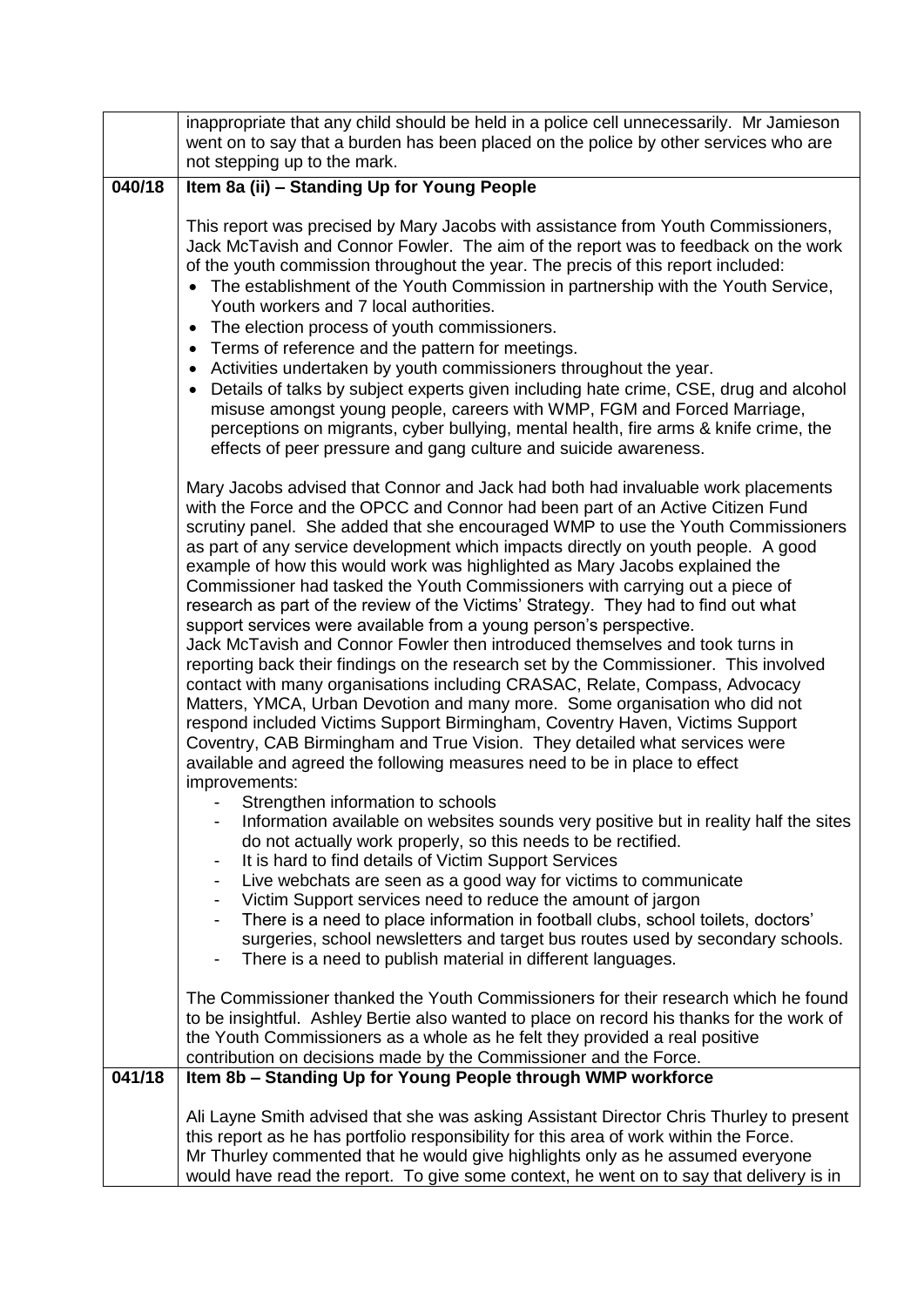| | |
|---|---|
| | inappropriate that any child should be held in a police cell unnecessarily. Mr Jamieson went on to say that a burden has been placed on the police by other services who are not stepping up to the mark. |
| **040/18** | **Item 8a (ii) – Standing Up for Young People**<br><br>This report was precised by Mary Jacobs with assistance from Youth Commissioners, Jack McTavish and Connor Fowler. The aim of the report was to feedback on the work of the youth commission throughout the year. The precis of this report included:<br>• The establishment of the Youth Commission in partnership with the Youth Service, Youth workers and 7 local authorities.<br>• The election process of youth commissioners.<br>• Terms of reference and the pattern for meetings.<br>• Activities undertaken by youth commissioners throughout the year.<br>• Details of talks by subject experts given including hate crime, CSE, drug and alcohol misuse amongst young people, careers with WMP, FGM and Forced Marriage, perceptions on migrants, cyber bullying, mental health, fire arms & knife crime, the effects of peer pressure and gang culture and suicide awareness.<br><br>Mary Jacobs advised that Connor and Jack had both had invaluable work placements with the Force and the OPCC and Connor had been part of an Active Citizen Fund scrutiny panel. She added that she encouraged WMP to use the Youth Commissioners as part of any service development which impacts directly on youth people. A good example of how this would work was highlighted as Mary Jacobs explained the Commissioner had tasked the Youth Commissioners with carrying out a piece of research as part of the review of the Victims' Strategy. They had to find out what support services were available from a young person's perspective.<br>Jack McTavish and Connor Fowler then introduced themselves and took turns in reporting back their findings on the research set by the Commissioner. This involved contact with many organisations including CRASAC, Relate, Compass, Advocacy Matters, YMCA, Urban Devotion and many more. Some organisation who did not respond included Victims Support Birmingham, Coventry Haven, Victims Support Coventry, CAB Birmingham and True Vision. They detailed what services were available and agreed the following measures need to be in place to effect improvements:<br>- Strengthen information to schools<br>- Information available on websites sounds very positive but in reality half the sites do not actually work properly, so this needs to be rectified.<br>- It is hard to find details of Victim Support Services<br>- Live webchats are seen as a good way for victims to communicate<br>- Victim Support services need to reduce the amount of jargon<br>- There is a need to place information in football clubs, school toilets, doctors' surgeries, school newsletters and target bus routes used by secondary schools.<br>- There is a need to publish material in different languages.<br><br>The Commissioner thanked the Youth Commissioners for their research which he found to be insightful. Ashley Bertie also wanted to place on record his thanks for the work of the Youth Commissioners as a whole as he felt they provided a real positive contribution on decisions made by the Commissioner and the Force. |
| **041/18** | **Item 8b – Standing Up for Young People through WMP workforce**<br><br>Ali Layne Smith advised that she was asking Assistant Director Chris Thurley to present this report as he has portfolio responsibility for this area of work within the Force.<br>Mr Thurley commented that he would give highlights only as he assumed everyone would have read the report. To give some context, he went on to say that delivery is in |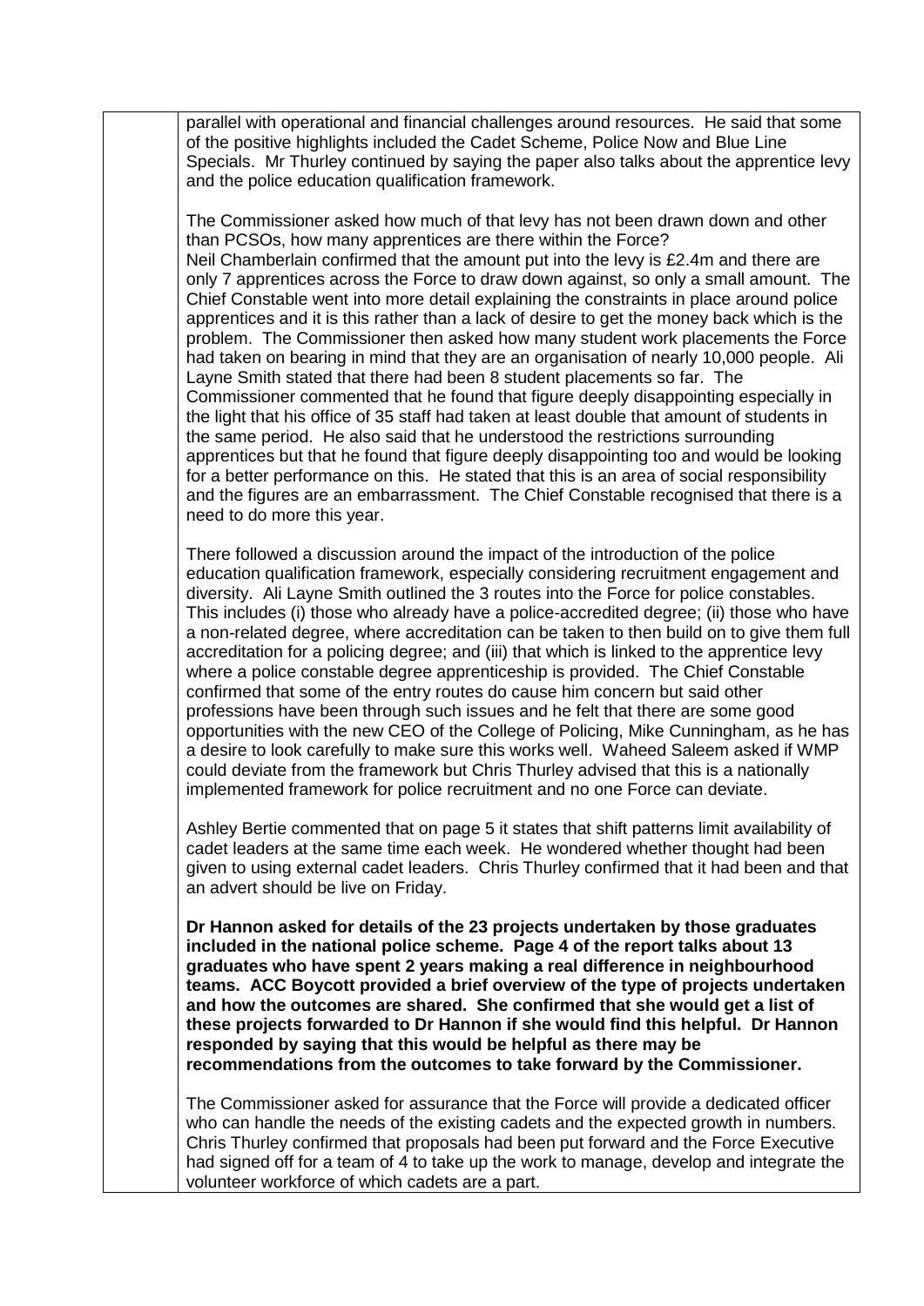parallel with operational and financial challenges around resources. He said that some of the positive highlights included the Cadet Scheme, Police Now and Blue Line Specials. Mr Thurley continued by saying the paper also talks about the apprentice levy and the police education qualification framework.

The Commissioner asked how much of that levy has not been drawn down and other than PCSOs, how many apprentices are there within the Force?
Neil Chamberlain confirmed that the amount put into the levy is £2.4m and there are only 7 apprentices across the Force to draw down against, so only a small amount. The Chief Constable went into more detail explaining the constraints in place around police apprentices and it is this rather than a lack of desire to get the money back which is the problem. The Commissioner then asked how many student work placements the Force had taken on bearing in mind that they are an organisation of nearly 10,000 people. Ali Layne Smith stated that there had been 8 student placements so far. The Commissioner commented that he found that figure deeply disappointing especially in the light that his office of 35 staff had taken at least double that amount of students in the same period. He also said that he understood the restrictions surrounding apprentices but that he found that figure deeply disappointing too and would be looking for a better performance on this. He stated that this is an area of social responsibility and the figures are an embarrassment. The Chief Constable recognised that there is a need to do more this year.

There followed a discussion around the impact of the introduction of the police education qualification framework, especially considering recruitment engagement and diversity. Ali Layne Smith outlined the 3 routes into the Force for police constables. This includes (i) those who already have a police-accredited degree; (ii) those who have a non-related degree, where accreditation can be taken to then build on to give them full accreditation for a policing degree; and (iii) that which is linked to the apprentice levy where a police constable degree apprenticeship is provided. The Chief Constable confirmed that some of the entry routes do cause him concern but said other professions have been through such issues and he felt that there are some good opportunities with the new CEO of the College of Policing, Mike Cunningham, as he has a desire to look carefully to make sure this works well. Waheed Saleem asked if WMP could deviate from the framework but Chris Thurley advised that this is a nationally implemented framework for police recruitment and no one Force can deviate.

Ashley Bertie commented that on page 5 it states that shift patterns limit availability of cadet leaders at the same time each week. He wondered whether thought had been given to using external cadet leaders. Chris Thurley confirmed that it had been and that an advert should be live on Friday.

**Dr Hannon asked for details of the 23 projects undertaken by those graduates included in the national police scheme. Page 4 of the report talks about 13 graduates who have spent 2 years making a real difference in neighbourhood teams. ACC Boycott provided a brief overview of the type of projects undertaken and how the outcomes are shared. She confirmed that she would get a list of these projects forwarded to Dr Hannon if she would find this helpful. Dr Hannon responded by saying that this would be helpful as there may be recommendations from the outcomes to take forward by the Commissioner.**

The Commissioner asked for assurance that the Force will provide a dedicated officer who can handle the needs of the existing cadets and the expected growth in numbers. Chris Thurley confirmed that proposals had been put forward and the Force Executive had signed off for a team of 4 to take up the work to manage, develop and integrate the volunteer workforce of which cadets are a part.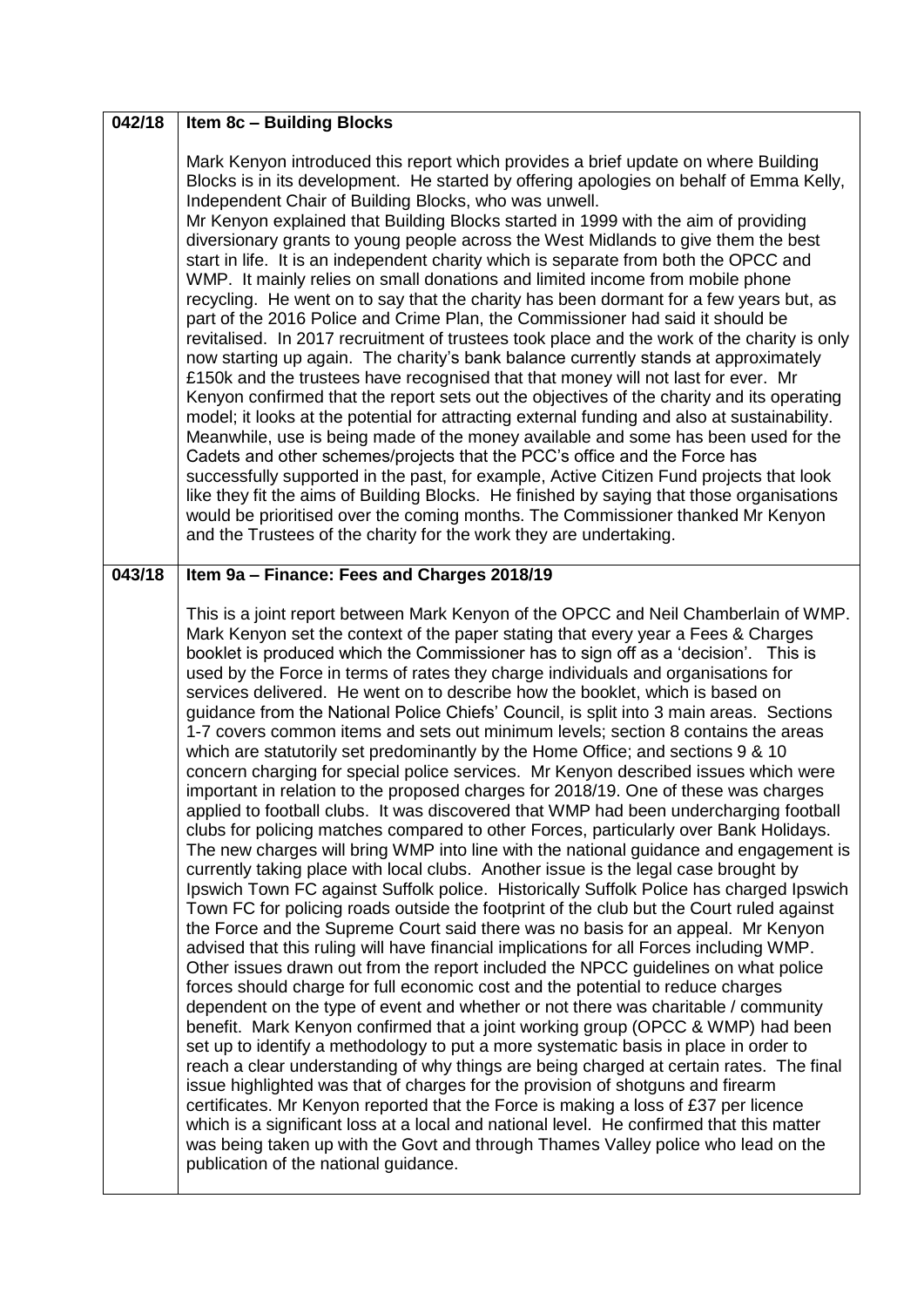| | |
|---|---|
| **042/18** | **Item 8c – Building Blocks**<br><br>Mark Kenyon introduced this report which provides a brief update on where Building Blocks is in its development. He started by offering apologies on behalf of Emma Kelly, Independent Chair of Building Blocks, who was unwell.<br>Mr Kenyon explained that Building Blocks started in 1999 with the aim of providing diversionary grants to young people across the West Midlands to give them the best start in life. It is an independent charity which is separate from both the OPCC and WMP. It mainly relies on small donations and limited income from mobile phone recycling. He went on to say that the charity has been dormant for a few years but, as part of the 2016 Police and Crime Plan, the Commissioner had said it should be revitalised. In 2017 recruitment of trustees took place and the work of the charity is only now starting up again. The charity's bank balance currently stands at approximately £150k and the trustees have recognised that that money will not last for ever. Mr Kenyon confirmed that the report sets out the objectives of the charity and its operating model; it looks at the potential for attracting external funding and also at sustainability. Meanwhile, use is being made of the money available and some has been used for the Cadets and other schemes/projects that the PCC's office and the Force has successfully supported in the past, for example, Active Citizen Fund projects that look like they fit the aims of Building Blocks. He finished by saying that those organisations would be prioritised over the coming months. The Commissioner thanked Mr Kenyon and the Trustees of the charity for the work they are undertaking. |
| **043/18** | **Item 9a – Finance: Fees and Charges 2018/19**<br><br>This is a joint report between Mark Kenyon of the OPCC and Neil Chamberlain of WMP. Mark Kenyon set the context of the paper stating that every year a Fees & Charges booklet is produced which the Commissioner has to sign off as a 'decision'. This is used by the Force in terms of rates they charge individuals and organisations for services delivered. He went on to describe how the booklet, which is based on guidance from the National Police Chiefs' Council, is split into 3 main areas. Sections 1-7 covers common items and sets out minimum levels; section 8 contains the areas which are statutorily set predominantly by the Home Office; and sections 9 & 10 concern charging for special police services. Mr Kenyon described issues which were important in relation to the proposed charges for 2018/19. One of these was charges applied to football clubs. It was discovered that WMP had been undercharging football clubs for policing matches compared to other Forces, particularly over Bank Holidays. The new charges will bring WMP into line with the national guidance and engagement is currently taking place with local clubs. Another issue is the legal case brought by Ipswich Town FC against Suffolk police. Historically Suffolk Police has charged Ipswich Town FC for policing roads outside the footprint of the club but the Court ruled against the Force and the Supreme Court said there was no basis for an appeal. Mr Kenyon advised that this ruling will have financial implications for all Forces including WMP. Other issues drawn out from the report included the NPCC guidelines on what police forces should charge for full economic cost and the potential to reduce charges dependent on the type of event and whether or not there was charitable / community benefit. Mark Kenyon confirmed that a joint working group (OPCC & WMP) had been set up to identify a methodology to put a more systematic basis in place in order to reach a clear understanding of why things are being charged at certain rates. The final issue highlighted was that of charges for the provision of shotguns and firearm certificates. Mr Kenyon reported that the Force is making a loss of £37 per licence which is a significant loss at a local and national level. He confirmed that this matter was being taken up with the Govt and through Thames Valley police who lead on the publication of the national guidance. |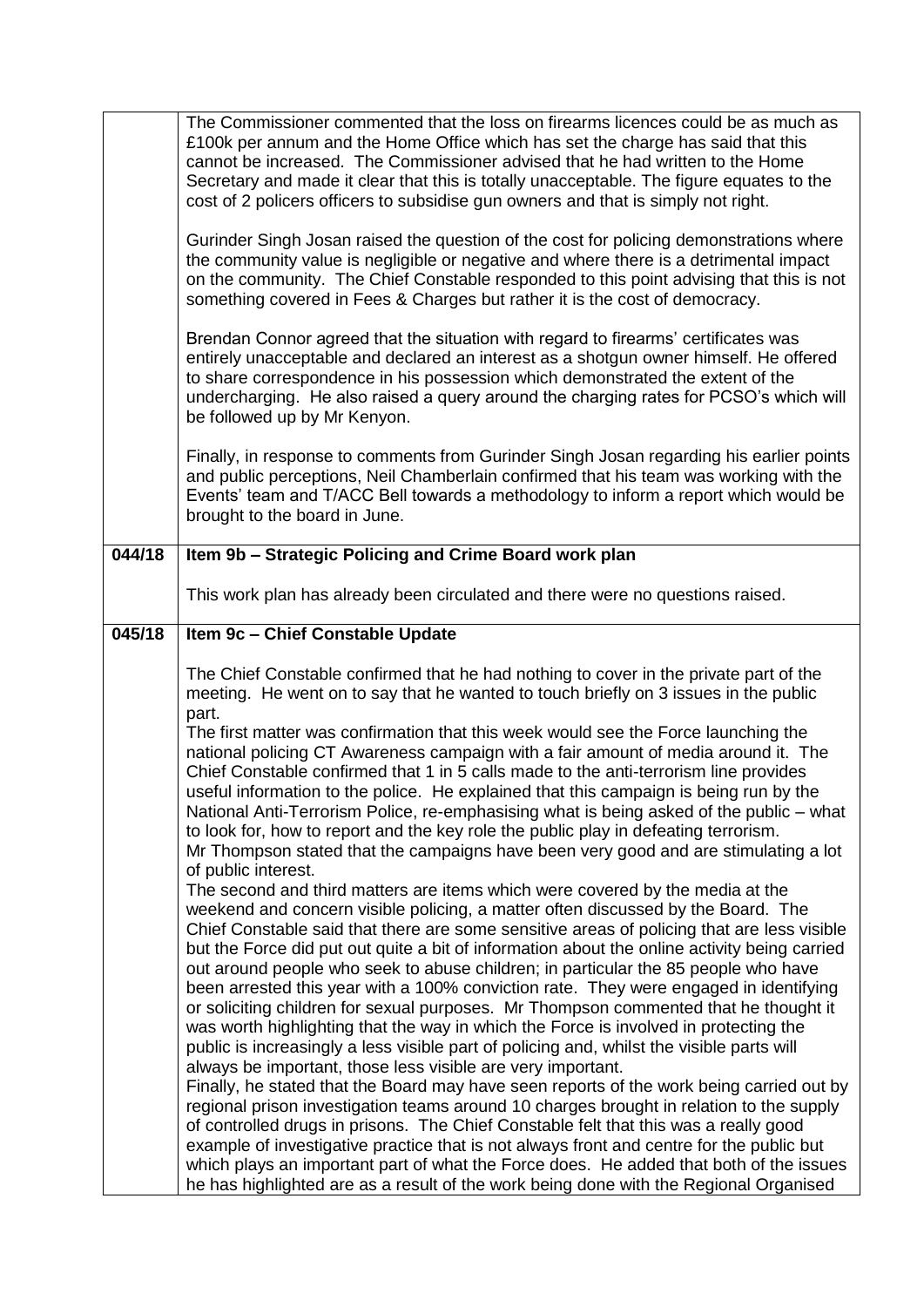| | |
|---|---|
| | The Commissioner commented that the loss on firearms licences could be as much as £100k per annum and the Home Office which has set the charge has said that this cannot be increased. The Commissioner advised that he had written to the Home Secretary and made it clear that this is totally unacceptable. The figure equates to the cost of 2 policers officers to subsidise gun owners and that is simply not right.<br><br>Gurinder Singh Josan raised the question of the cost for policing demonstrations where the community value is negligible or negative and where there is a detrimental impact on the community. The Chief Constable responded to this point advising that this is not something covered in Fees & Charges but rather it is the cost of democracy.<br><br>Brendan Connor agreed that the situation with regard to firearms' certificates was entirely unacceptable and declared an interest as a shotgun owner himself. He offered to share correspondence in his possession which demonstrated the extent of the undercharging. He also raised a query around the charging rates for PCSO's which will be followed up by Mr Kenyon.<br><br>Finally, in response to comments from Gurinder Singh Josan regarding his earlier points and public perceptions, Neil Chamberlain confirmed that his team was working with the Events' team and T/ACC Bell towards a methodology to inform a report which would be brought to the board in June. |
| **044/18** | **Item 9b – Strategic Policing and Crime Board work plan**<br><br>This work plan has already been circulated and there were no questions raised. |
| **045/18** | **Item 9c – Chief Constable Update**<br><br>The Chief Constable confirmed that he had nothing to cover in the private part of the meeting. He went on to say that he wanted to touch briefly on 3 issues in the public part.<br>The first matter was confirmation that this week would see the Force launching the national policing CT Awareness campaign with a fair amount of media around it. The Chief Constable confirmed that 1 in 5 calls made to the anti-terrorism line provides useful information to the police. He explained that this campaign is being run by the National Anti-Terrorism Police, re-emphasising what is being asked of the public – what to look for, how to report and the key role the public play in defeating terrorism.<br>Mr Thompson stated that the campaigns have been very good and are stimulating a lot of public interest.<br>The second and third matters are items which were covered by the media at the weekend and concern visible policing, a matter often discussed by the Board. The Chief Constable said that there are some sensitive areas of policing that are less visible but the Force did put out quite a bit of information about the online activity being carried out around people who seek to abuse children; in particular the 85 people who have been arrested this year with a 100% conviction rate. They were engaged in identifying or soliciting children for sexual purposes. Mr Thompson commented that he thought it was worth highlighting that the way in which the Force is involved in protecting the public is increasingly a less visible part of policing and, whilst the visible parts will always be important, those less visible are very important.<br>Finally, he stated that the Board may have seen reports of the work being carried out by regional prison investigation teams around 10 charges brought in relation to the supply of controlled drugs in prisons. The Chief Constable felt that this was a really good example of investigative practice that is not always front and centre for the public but which plays an important part of what the Force does. He added that both of the issues he has highlighted are as a result of the work being done with the Regional Organised |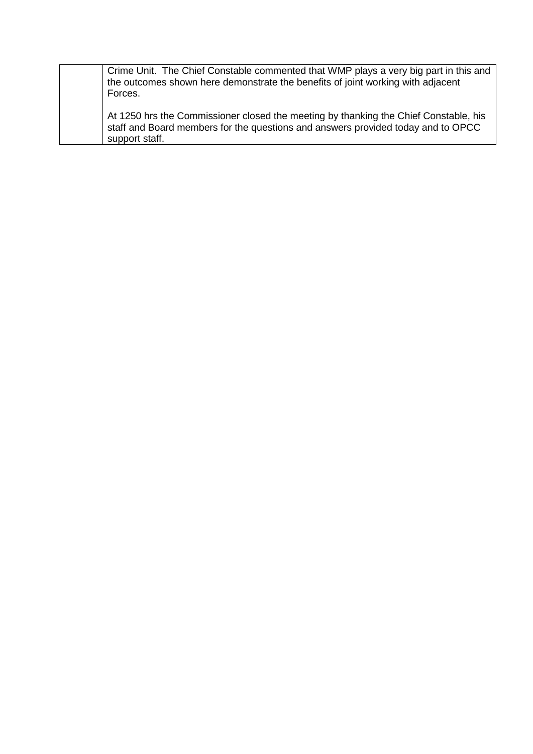| | |
|---|---|
| | Crime Unit. The Chief Constable commented that WMP plays a very big part in this and the outcomes shown here demonstrate the benefits of joint working with adjacent Forces.<br><br>At 1250 hrs the Commissioner closed the meeting by thanking the Chief Constable, his staff and Board members for the questions and answers provided today and to OPCC support staff. |